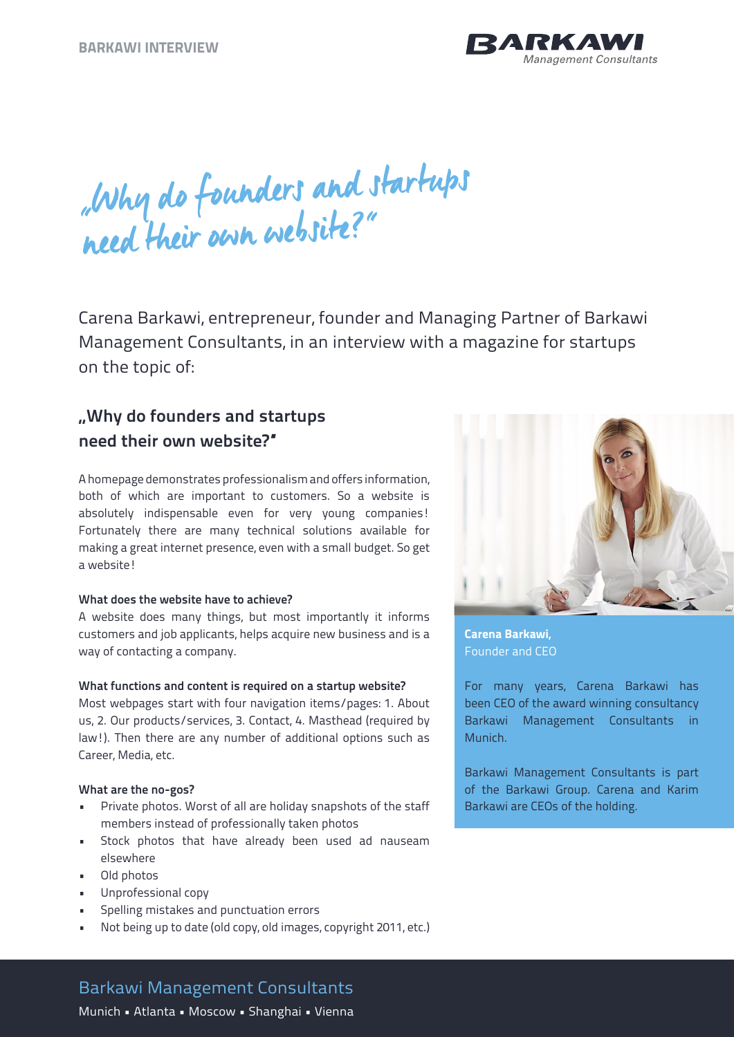# „Why do founders and startups need their own website?"

Carena Barkawi, entrepreneur, founder and Managing Partner of Barkawi Management Consultants, in an interview with a magazine for startups on the topic of:

## „Why do founders and startups need their own website?"

A homepage demonstrates professionalism and offers information, both of which are important to customers. So a website is absolutely indispensable even for very young companies! Fortunately there are many technical solutions available for making a great internet presence, even with a small budget. So get a website!

**What does the website have to achieve?**

A website does many things, but most importantly it informs customers and job applicants, helps acquire new business and is a way of contacting a company.

**What functions and content is required on a startup website?**

Most webpages start with four navigation items/pages: 1. About us, 2. Our products/services, 3. Contact, 4. Masthead (required by law!). Then there are any number of additional options such as Career, Media, etc.

**What are the no-gos?**

- Private photos. Worst of all are holiday snapshots of the staff members instead of professionally taken photos
- Stock photos that have already been used ad nauseam elsewhere
- Old photos
- Unprofessional copy
- Spelling mistakes and punctuation errors
- Not being up to date (old copy, old images, copyright 2011, etc.)

**Carena Barkawi,**
Founder and CEO

For many years, Carena Barkawi has been CEO of the award winning consultancy Barkawi Management Consultants in Munich.

Barkawi Management Consultants is part of the Barkawi Group. Carena and Karim Barkawi are CEOs of the holding.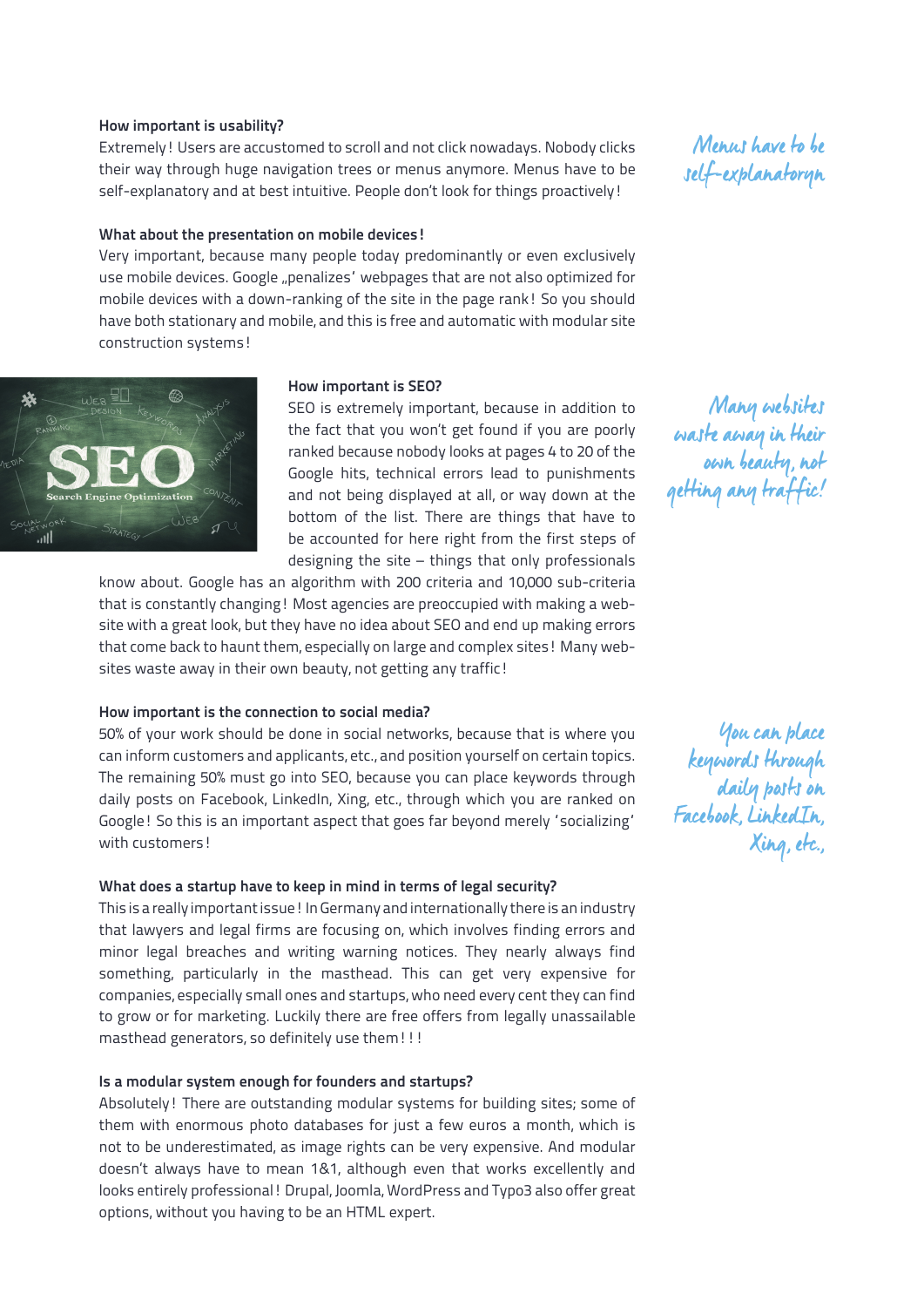**How important is usability?**

Extremely! Users are accustomed to scroll and not click nowadays. Nobody clicks their way through huge navigation trees or menus anymore. Menus have to be self-explanatory and at best intuitive. People don't look for things proactively!

*Menus have to be self-explanatoryn*

**What about the presentation on mobile devices!**

Very important, because many people today predominantly or even exclusively use mobile devices. Google „penalizes' webpages that are not also optimized for mobile devices with a down-ranking of the site in the page rank! So you should have both stationary and mobile, and this is free and automatic with modular site construction systems!

**How important is SEO?**

SEO is extremely important, because in addition to the fact that you won't get found if you are poorly ranked because nobody looks at pages 4 to 20 of the Google hits, technical errors lead to punishments and not being displayed at all, or way down at the bottom of the list. There are things that have to be accounted for here right from the first steps of designing the site – things that only professionals know about. Google has an algorithm with 200 criteria and 10,000 sub-criteria that is constantly changing! Most agencies are preoccupied with making a website with a great look, but they have no idea about SEO and end up making errors that come back to haunt them, especially on large and complex sites! Many websites waste away in their own beauty, not getting any traffic!

*Many websites waste away in their own beauty, not getting any traffic!*

**How important is the connection to social media?**

50% of your work should be done in social networks, because that is where you can inform customers and applicants, etc., and position yourself on certain topics. The remaining 50% must go into SEO, because you can place keywords through daily posts on Facebook, LinkedIn, Xing, etc., through which you are ranked on Google! So this is an important aspect that goes far beyond merely 'socializing' with customers!

*You can place keywords through daily posts on Facebook, LinkedIn, Xing, etc.,*

**What does a startup have to keep in mind in terms of legal security?**

This is a really important issue! In Germany and internationally there is an industry that lawyers and legal firms are focusing on, which involves finding errors and minor legal breaches and writing warning notices. They nearly always find something, particularly in the masthead. This can get very expensive for companies, especially small ones and startups, who need every cent they can find to grow or for marketing. Luckily there are free offers from legally unassailable masthead generators, so definitely use them!!!

**Is a modular system enough for founders and startups?**

Absolutely! There are outstanding modular systems for building sites; some of them with enormous photo databases for just a few euros a month, which is not to be underestimated, as image rights can be very expensive. And modular doesn't always have to mean 1&1, although even that works excellently and looks entirely professional! Drupal, Joomla, WordPress and Typo3 also offer great options, without you having to be an HTML expert.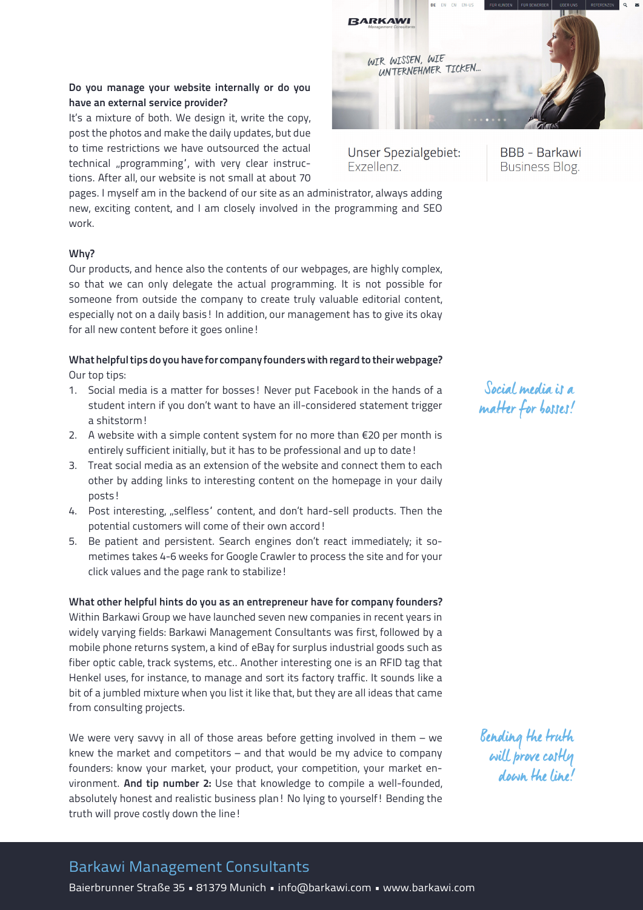**Do you manage your website internally or do you have an external service provider?**

It's a mixture of both. We design it, write the copy, post the photos and make the daily updates, but due to time restrictions we have outsourced the actual technical „programming', with very clear instructions. After all, our website is not small at about 70 pages. I myself am in the backend of our site as an administrator, always adding new, exciting content, and I am closely involved in the programming and SEO work.

WIR WISSEN, WIE UNTERNEHMER TICKEN...

Unser Spezialgebiet: Exzellenz.

BBB - Barkawi Business Blog.

**Why?**

Our products, and hence also the contents of our webpages, are highly complex, so that we can only delegate the actual programming. It is not possible for someone from outside the company to create truly valuable editorial content, especially not on a daily basis! In addition, our management has to give its okay for all new content before it goes online!

**What helpful tips do you have for company founders with regard to their webpage?**

Our top tips:

1. Social media is a matter for bosses! Never put Facebook in the hands of a student intern if you don't want to have an ill-considered statement trigger a shitstorm!
2. A website with a simple content system for no more than €20 per month is entirely sufficient initially, but it has to be professional and up to date!
3. Treat social media as an extension of the website and connect them to each other by adding links to interesting content on the homepage in your daily posts!
4. Post interesting, „selfless' content, and don't hard-sell products. Then the potential customers will come of their own accord!
5. Be patient and persistent. Search engines don't react immediately; it sometimes takes 4-6 weeks for Google Crawler to process the site and for your click values and the page rank to stabilize!

*Social media is a matter for bosses!*

**What other helpful hints do you as an entrepreneur have for company founders?**

Within Barkawi Group we have launched seven new companies in recent years in widely varying fields: Barkawi Management Consultants was first, followed by a mobile phone returns system, a kind of eBay for surplus industrial goods such as fiber optic cable, track systems, etc.. Another interesting one is an RFID tag that Henkel uses, for instance, to manage and sort its factory traffic. It sounds like a bit of a jumbled mixture when you list it like that, but they are all ideas that came from consulting projects.

We were very savvy in all of those areas before getting involved in them – we knew the market and competitors – and that would be my advice to company founders: know your market, your product, your competition, your market environment. **And tip number 2:** Use that knowledge to compile a well-founded, absolutely honest and realistic business plan! No lying to yourself! Bending the truth will prove costly down the line!

*Bending the truth will prove costly down the line!*

## Barkawi Management Consultants

Baierbrunner Straße 35 ▪ 81379 Munich ▪ info@barkawi.com ▪ www.barkawi.com